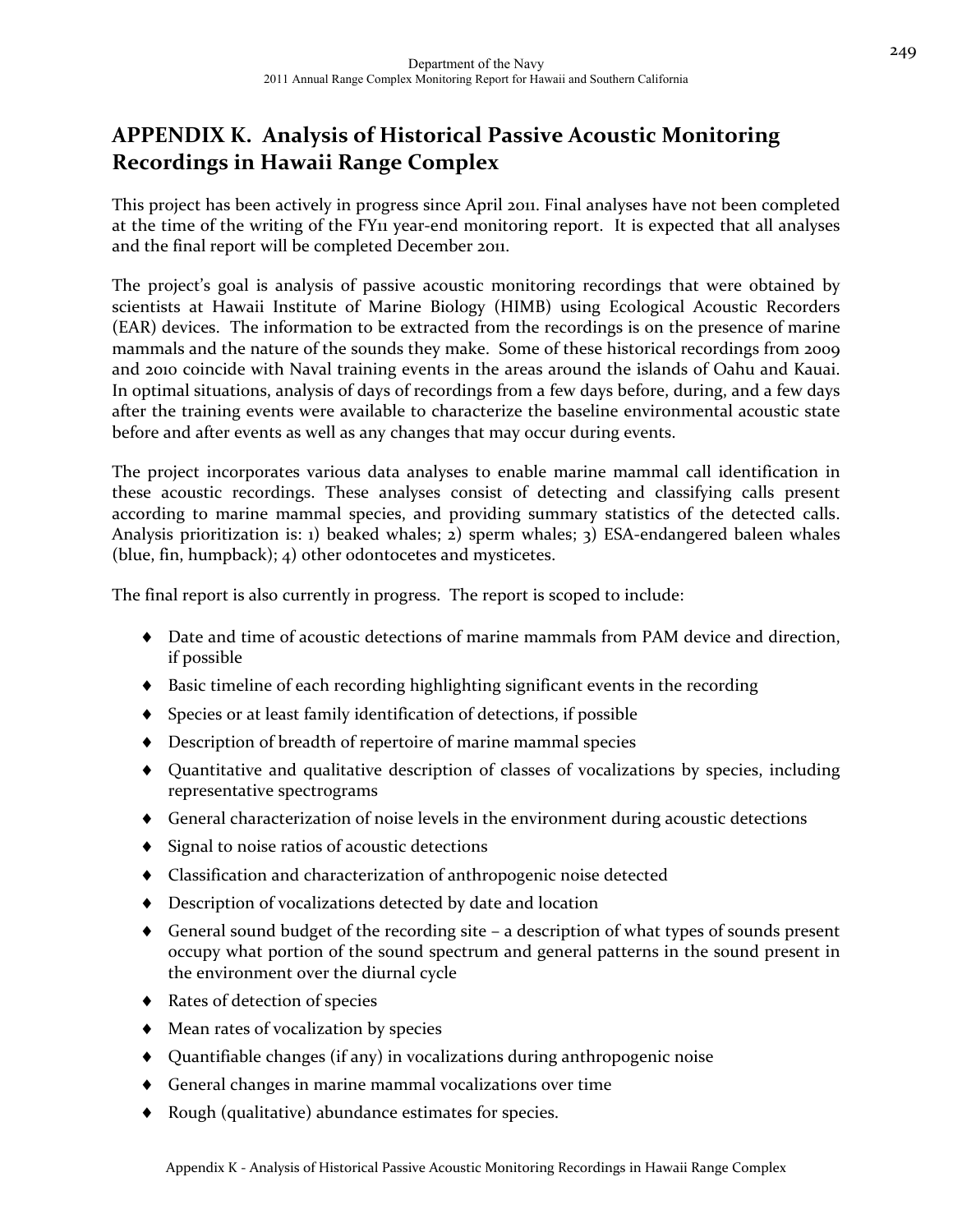# APPENDIX K. Analysis of Historical Passive Acoustic Monitoring Recordings in Hawaii Range Complex

This project has been actively in progress since April 2011. Final analyses have not been completed at the time of the writing of the FY11 year-end monitoring report. It is expected that all analyses and the final report will be completed December 2011.

The project's goal is analysis of passive acoustic monitoring recordings that were obtained by scientists at Hawaii Institute of Marine Biology (HIMB) using Ecological Acoustic Recorders (EAR) devices. The information to be extracted from the recordings is on the presence of marine mammals and the nature of the sounds they make. Some of these historical recordings from 2009 and 2010 coincide with Naval training events in the areas around the islands of Oahu and Kauai. In optimal situations, analysis of days of recordings from a few days before, during, and a few days after the training events were available to characterize the baseline environmental acoustic state before and after events as well as any changes that may occur during events.

The project incorporates various data analyses to enable marine mammal call identification in these acoustic recordings. These analyses consist of detecting and classifying calls present according to marine mammal species, and providing summary statistics of the detected calls. Analysis prioritization is: 1) beaked whales; 2) sperm whales; 3) ESA-endangered baleen whales (blue, fin, humpback); 4) other odontocetes and mysticetes.

The final report is also currently in progress. The report is scoped to include:

- Date and time of acoustic detections of marine mammals from PAM device and direction, if possible
- Basic timeline of each recording highlighting significant events in the recording
- Species or at least family identification of detections, if possible
- Description of breadth of repertoire of marine mammal species
- Quantitative and qualitative description of classes of vocalizations by species, including representative spectrograms
- General characterization of noise levels in the environment during acoustic detections
- Signal to noise ratios of acoustic detections
- Classification and characterization of anthropogenic noise detected
- Description of vocalizations detected by date and location
- General sound budget of the recording site – a description of what types of sounds present occupy what portion of the sound spectrum and general patterns in the sound present in the environment over the diurnal cycle
- Rates of detection of species
- Mean rates of vocalization by species
- Quantifiable changes (if any) in vocalizations during anthropogenic noise
- General changes in marine mammal vocalizations over time
- Rough (qualitative) abundance estimates for species.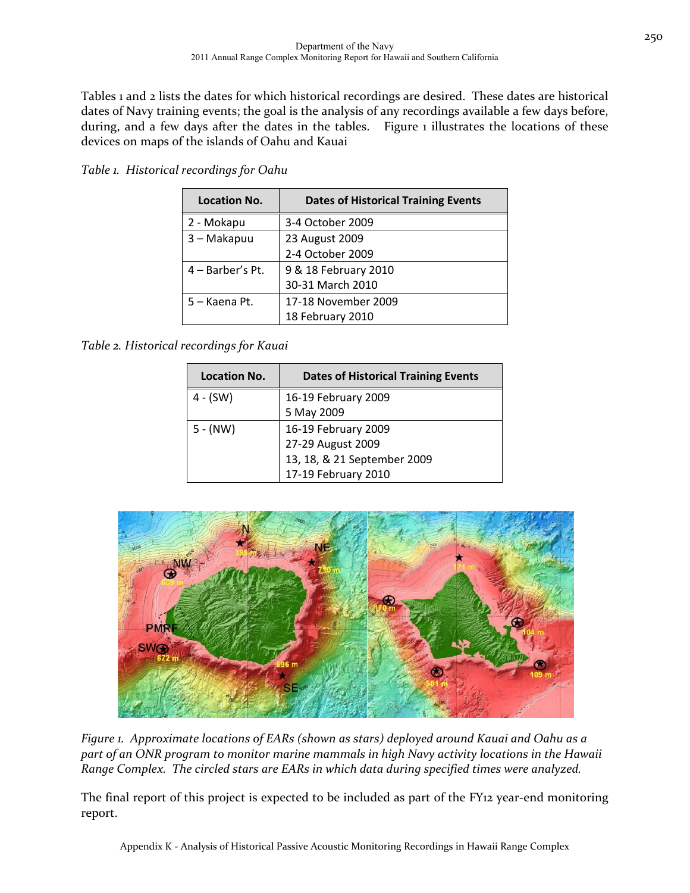Tables 1 and 2 lists the dates for which historical recordings are desired. These dates are historical dates of Navy training events; the goal is the analysis of any recordings available a few days before, during, and a few days after the dates in the tables. Figure 1 illustrates the locations of these devices on maps of the islands of Oahu and Kauai

*Table 1. Historical recordings for Oahu*

| Location No. | Dates of Historical Training Events |
|---|---|
| 2 - Mokapu | 3-4 October 2009 |
| 3 – Makapuu | 23 August 2009<br>2-4 October 2009 |
| 4 – Barber's Pt. | 9 & 18 February 2010<br>30-31 March 2010 |
| 5 – Kaena Pt. | 17-18 November 2009<br>18 February 2010 |

*Table 2. Historical recordings for Kauai*

| Location No. | Dates of Historical Training Events |
|---|---|
| 4 - (SW) | 16-19 February 2009<br>5 May 2009 |
| 5 - (NW) | 16-19 February 2009<br>27-29 August 2009<br>13, 18, & 21 September 2009<br>17-19 February 2010 |

N
395 m
NE
710 m
NW
609 m
PMRF
SW
672 m
696 m
SE
171 m
170 m
104 m
581 m
109 m

*Figure 1. Approximate locations of EARs (shown as stars) deployed around Kauai and Oahu as a part of an ONR program to monitor marine mammals in high Navy activity locations in the Hawaii Range Complex. The circled stars are EARs in which data during specified times were analyzed.*

The final report of this project is expected to be included as part of the FY12 year-end monitoring report.